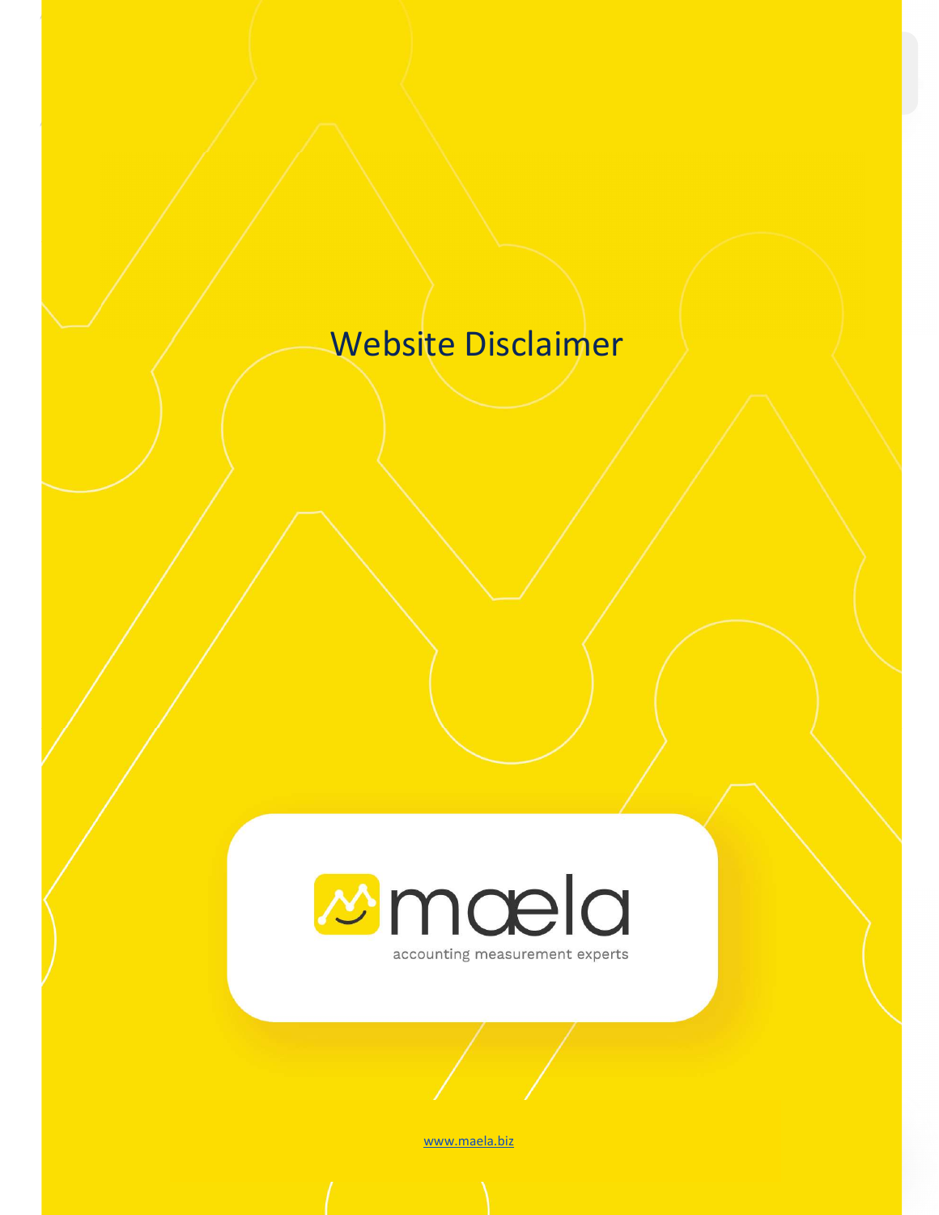# Website Disclaimer

maela

accounting measurement experts

www.maela.biz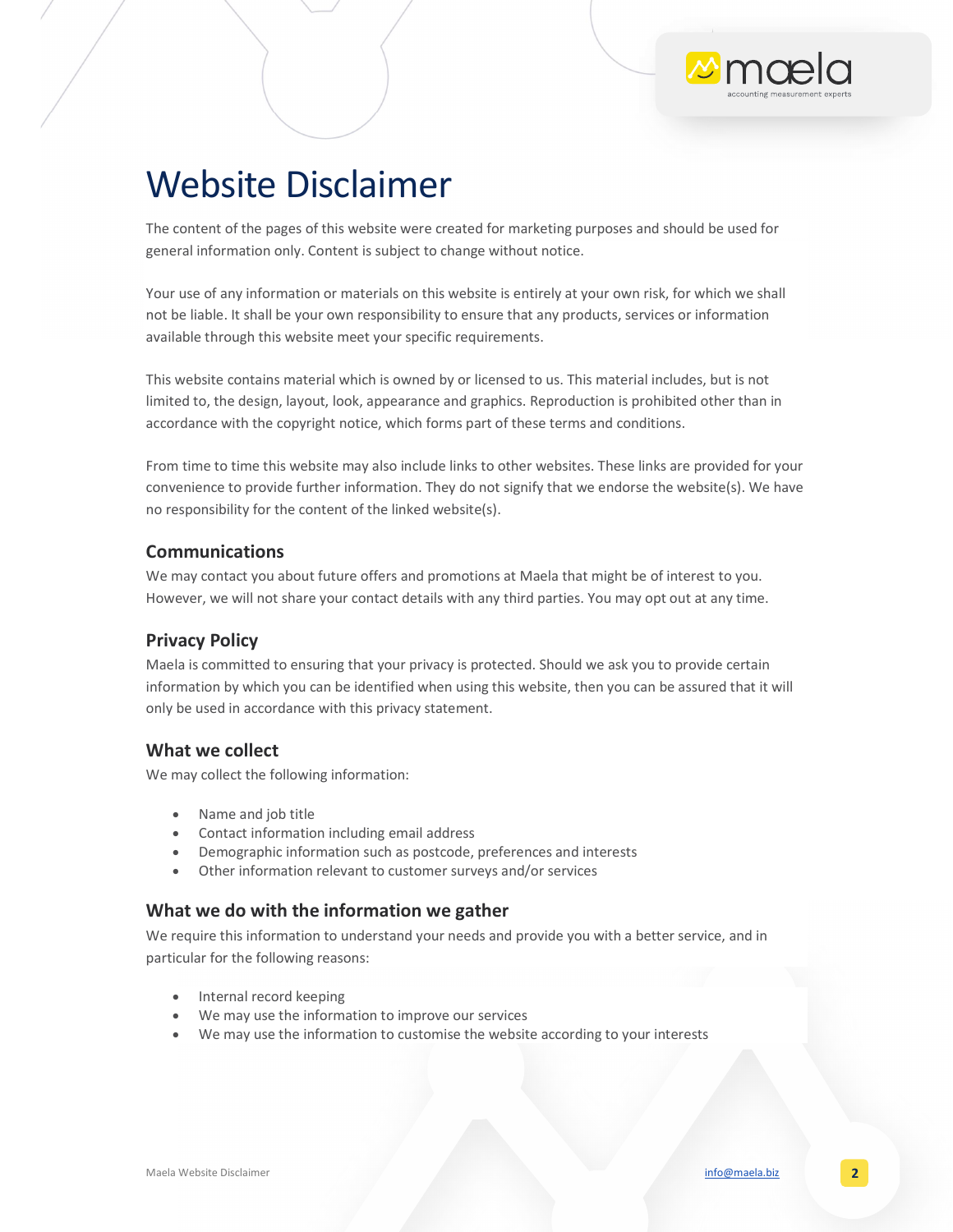# Website Disclaimer

The content of the pages of this website were created for marketing purposes and should be used for general information only. Content is subject to change without notice.

Your use of any information or materials on this website is entirely at your own risk, for which we shall not be liable. It shall be your own responsibility to ensure that any products, services or information available through this website meet your specific requirements.

This website contains material which is owned by or licensed to us. This material includes, but is not limited to, the design, layout, look, appearance and graphics. Reproduction is prohibited other than in accordance with the copyright notice, which forms part of these terms and conditions.

From time to time this website may also include links to other websites. These links are provided for your convenience to provide further information. They do not signify that we endorse the website(s). We have no responsibility for the content of the linked website(s).

## Communications

We may contact you about future offers and promotions at Maela that might be of interest to you. However, we will not share your contact details with any third parties. You may opt out at any time.

## Privacy Policy

Maela is committed to ensuring that your privacy is protected. Should we ask you to provide certain information by which you can be identified when using this website, then you can be assured that it will only be used in accordance with this privacy statement.

## What we collect

We may collect the following information:

- Name and job title
- Contact information including email address
- Demographic information such as postcode, preferences and interests
- Other information relevant to customer surveys and/or services

## What we do with the information we gather

We require this information to understand your needs and provide you with a better service, and in particular for the following reasons:

- Internal record keeping
- We may use the information to improve our services
- We may use the information to customise the website according to your interests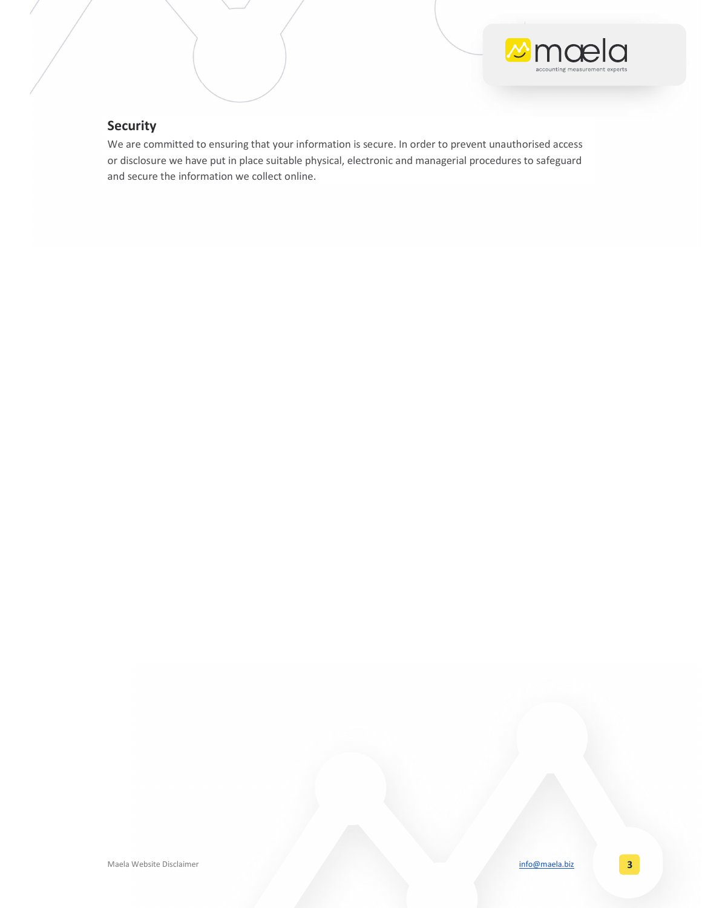## Security

We are committed to ensuring that your information is secure. In order to prevent unauthorised access or disclosure we have put in place suitable physical, electronic and managerial procedures to safeguard and secure the information we collect online.